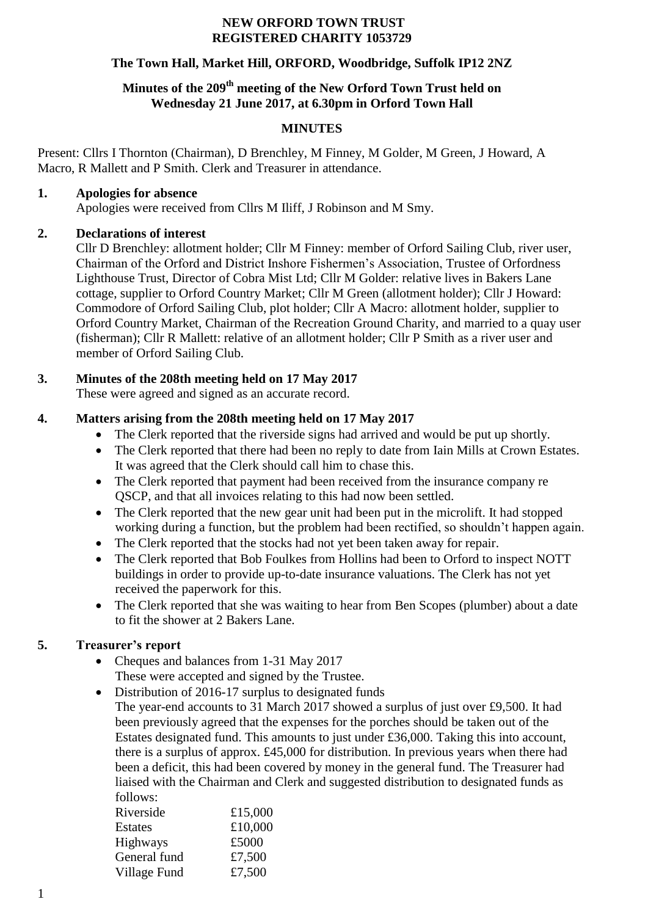**NEW ORFORD TOWN TRUST**
**REGISTERED CHARITY 1053729**

**The Town Hall, Market Hill, ORFORD, Woodbridge, Suffolk IP12 2NZ**

**Minutes of the 209th meeting of the New Orford Town Trust held on Wednesday 21 June 2017, at 6.30pm in Orford Town Hall**

# MINUTES

Present: Cllrs I Thornton (Chairman), D Brenchley, M Finney, M Golder, M Green, J Howard, A Macro, R Mallett and P Smith. Clerk and Treasurer in attendance.

## 1. Apologies for absence

Apologies were received from Cllrs M Iliff, J Robinson and M Smy.

## 2. Declarations of interest

Cllr D Brenchley: allotment holder; Cllr M Finney: member of Orford Sailing Club, river user, Chairman of the Orford and District Inshore Fishermen's Association, Trustee of Orfordness Lighthouse Trust, Director of Cobra Mist Ltd; Cllr M Golder: relative lives in Bakers Lane cottage, supplier to Orford Country Market; Cllr M Green (allotment holder); Cllr J Howard: Commodore of Orford Sailing Club, plot holder; Cllr A Macro: allotment holder, supplier to Orford Country Market, Chairman of the Recreation Ground Charity, and married to a quay user (fisherman); Cllr R Mallett: relative of an allotment holder; Cllr P Smith as a river user and member of Orford Sailing Club.

## 3. Minutes of the 208th meeting held on 17 May 2017

These were agreed and signed as an accurate record.

## 4. Matters arising from the 208th meeting held on 17 May 2017

- The Clerk reported that the riverside signs had arrived and would be put up shortly.
- The Clerk reported that there had been no reply to date from Iain Mills at Crown Estates. It was agreed that the Clerk should call him to chase this.
- The Clerk reported that payment had been received from the insurance company re QSCP, and that all invoices relating to this had now been settled.
- The Clerk reported that the new gear unit had been put in the microlift. It had stopped working during a function, but the problem had been rectified, so shouldn't happen again.
- The Clerk reported that the stocks had not yet been taken away for repair.
- The Clerk reported that Bob Foulkes from Hollins had been to Orford to inspect NOTT buildings in order to provide up-to-date insurance valuations. The Clerk has not yet received the paperwork for this.
- The Clerk reported that she was waiting to hear from Ben Scopes (plumber) about a date to fit the shower at 2 Bakers Lane.

## 5. Treasurer's report

- Cheques and balances from 1-31 May 2017
  These were accepted and signed by the Trustee.
- Distribution of 2016-17 surplus to designated funds
  The year-end accounts to 31 March 2017 showed a surplus of just over £9,500. It had been previously agreed that the expenses for the porches should be taken out of the Estates designated fund. This amounts to just under £36,000. Taking this into account, there is a surplus of approx. £45,000 for distribution. In previous years when there had been a deficit, this had been covered by money in the general fund. The Treasurer had liaised with the Chairman and Clerk and suggested distribution to designated funds as follows:

| | |
|---|---|
| Riverside | £15,000 |
| Estates | £10,000 |
| Highways | £5000 |
| General fund | £7,500 |
| Village Fund | £7,500 |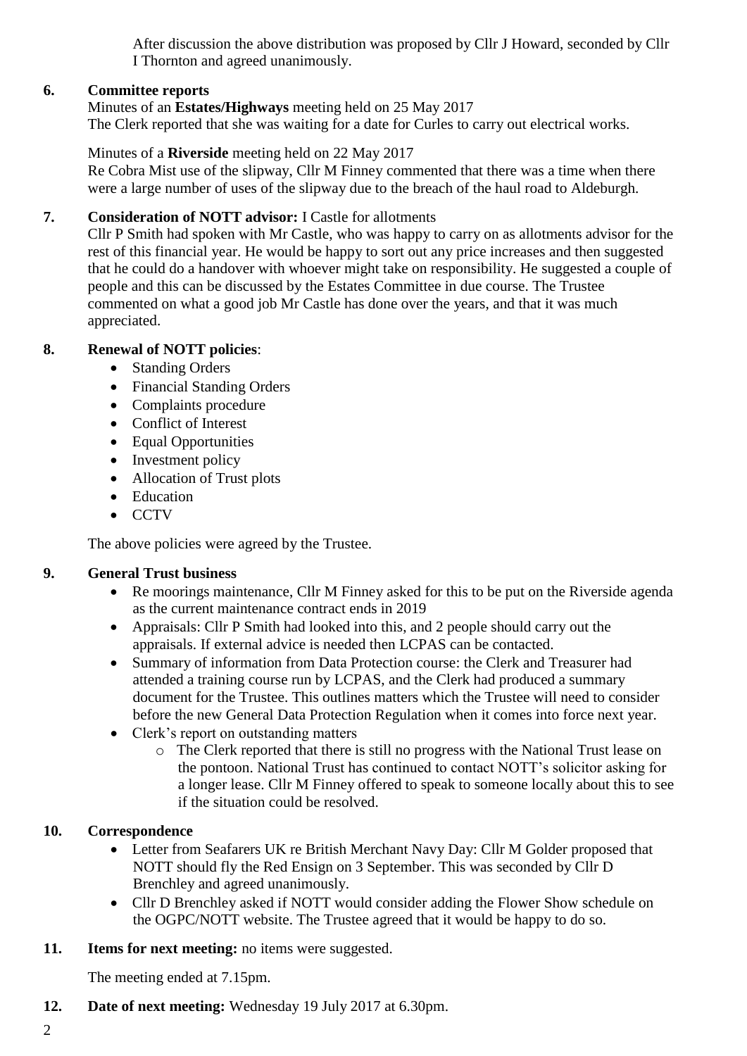After discussion the above distribution was proposed by Cllr J Howard, seconded by Cllr I Thornton and agreed unanimously.

**6. Committee reports**

Minutes of an **Estates/Highways** meeting held on 25 May 2017
The Clerk reported that she was waiting for a date for Curles to carry out electrical works.

Minutes of a **Riverside** meeting held on 22 May 2017
Re Cobra Mist use of the slipway, Cllr M Finney commented that there was a time when there were a large number of uses of the slipway due to the breach of the haul road to Aldeburgh.

**7. Consideration of NOTT advisor:** I Castle for allotments

Cllr P Smith had spoken with Mr Castle, who was happy to carry on as allotments advisor for the rest of this financial year. He would be happy to sort out any price increases and then suggested that he could do a handover with whoever might take on responsibility. He suggested a couple of people and this can be discussed by the Estates Committee in due course. The Trustee commented on what a good job Mr Castle has done over the years, and that it was much appreciated.

**8. Renewal of NOTT policies**:

- Standing Orders
- Financial Standing Orders
- Complaints procedure
- Conflict of Interest
- Equal Opportunities
- Investment policy
- Allocation of Trust plots
- Education
- CCTV

The above policies were agreed by the Trustee.

**9. General Trust business**

- Re moorings maintenance, Cllr M Finney asked for this to be put on the Riverside agenda as the current maintenance contract ends in 2019
- Appraisals: Cllr P Smith had looked into this, and 2 people should carry out the appraisals. If external advice is needed then LCPAS can be contacted.
- Summary of information from Data Protection course: the Clerk and Treasurer had attended a training course run by LCPAS, and the Clerk had produced a summary document for the Trustee. This outlines matters which the Trustee will need to consider before the new General Data Protection Regulation when it comes into force next year.
- Clerk's report on outstanding matters
  - The Clerk reported that there is still no progress with the National Trust lease on the pontoon. National Trust has continued to contact NOTT's solicitor asking for a longer lease. Cllr M Finney offered to speak to someone locally about this to see if the situation could be resolved.

**10. Correspondence**

- Letter from Seafarers UK re British Merchant Navy Day: Cllr M Golder proposed that NOTT should fly the Red Ensign on 3 September. This was seconded by Cllr D Brenchley and agreed unanimously.
- Cllr D Brenchley asked if NOTT would consider adding the Flower Show schedule on the OGPC/NOTT website. The Trustee agreed that it would be happy to do so.

**11. Items for next meeting:** no items were suggested.

The meeting ended at 7.15pm.

**12. Date of next meeting:** Wednesday 19 July 2017 at 6.30pm.